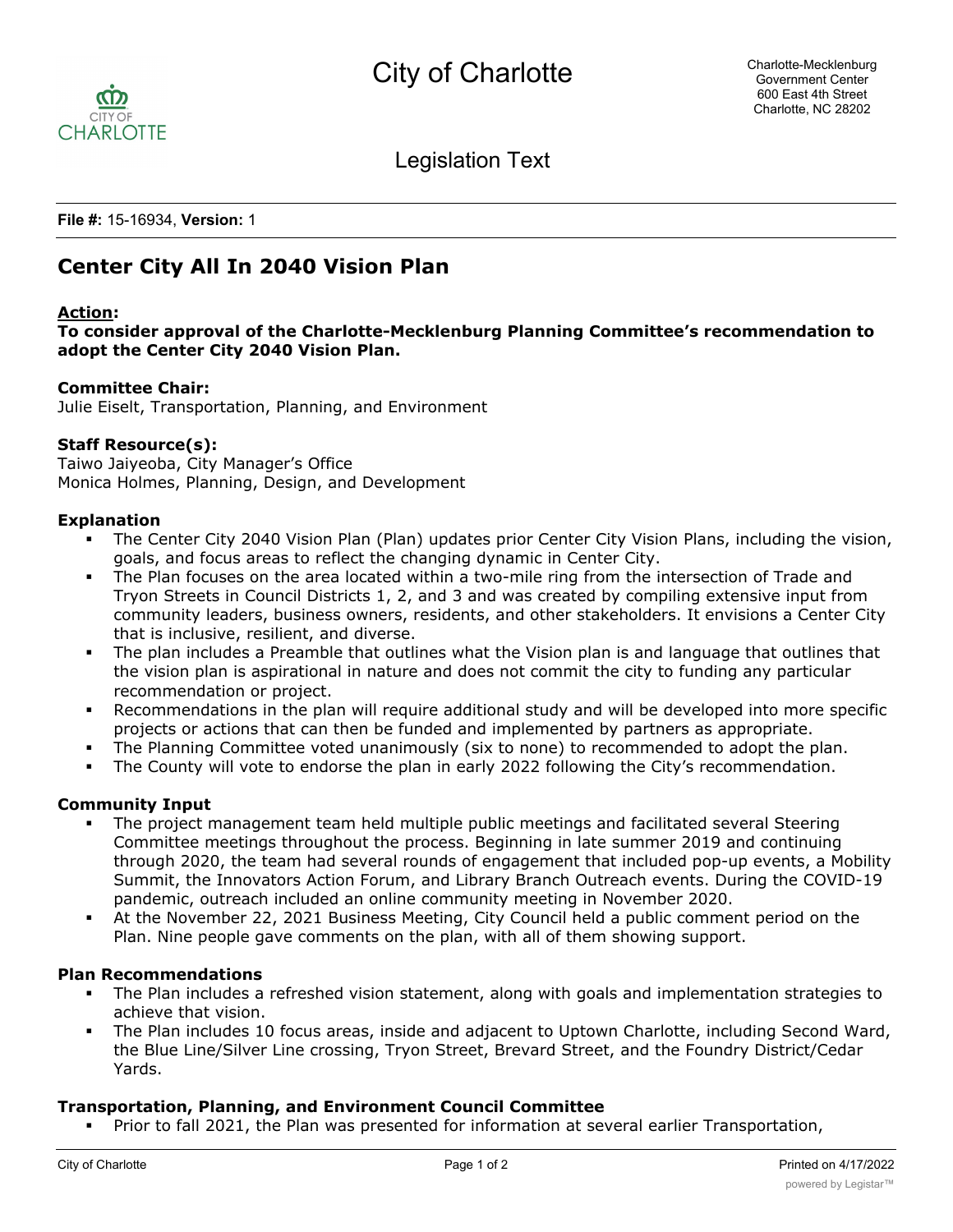City of Charlotte

Legislation Text

**File #:** 15-16934, **Version:** 1

# Center City All In 2040 Vision Plan

**Action:**
**To consider approval of the Charlotte-Mecklenburg Planning Committee's recommendation to adopt the Center City 2040 Vision Plan.**

**Committee Chair:**
Julie Eiselt, Transportation, Planning, and Environment

**Staff Resource(s):**
Taiwo Jaiyeoba, City Manager's Office
Monica Holmes, Planning, Design, and Development

**Explanation**

- The Center City 2040 Vision Plan (Plan) updates prior Center City Vision Plans, including the vision, goals, and focus areas to reflect the changing dynamic in Center City.
- The Plan focuses on the area located within a two-mile ring from the intersection of Trade and Tryon Streets in Council Districts 1, 2, and 3 and was created by compiling extensive input from community leaders, business owners, residents, and other stakeholders. It envisions a Center City that is inclusive, resilient, and diverse.
- The plan includes a Preamble that outlines what the Vision plan is and language that outlines that the vision plan is aspirational in nature and does not commit the city to funding any particular recommendation or project.
- Recommendations in the plan will require additional study and will be developed into more specific projects or actions that can then be funded and implemented by partners as appropriate.
- The Planning Committee voted unanimously (six to none) to recommended to adopt the plan.
- The County will vote to endorse the plan in early 2022 following the City's recommendation.

**Community Input**

- The project management team held multiple public meetings and facilitated several Steering Committee meetings throughout the process. Beginning in late summer 2019 and continuing through 2020, the team had several rounds of engagement that included pop-up events, a Mobility Summit, the Innovators Action Forum, and Library Branch Outreach events. During the COVID-19 pandemic, outreach included an online community meeting in November 2020.
- At the November 22, 2021 Business Meeting, City Council held a public comment period on the Plan. Nine people gave comments on the plan, with all of them showing support.

**Plan Recommendations**

- The Plan includes a refreshed vision statement, along with goals and implementation strategies to achieve that vision.
- The Plan includes 10 focus areas, inside and adjacent to Uptown Charlotte, including Second Ward, the Blue Line/Silver Line crossing, Tryon Street, Brevard Street, and the Foundry District/Cedar Yards.

**Transportation, Planning, and Environment Council Committee**

- Prior to fall 2021, the Plan was presented for information at several earlier Transportation,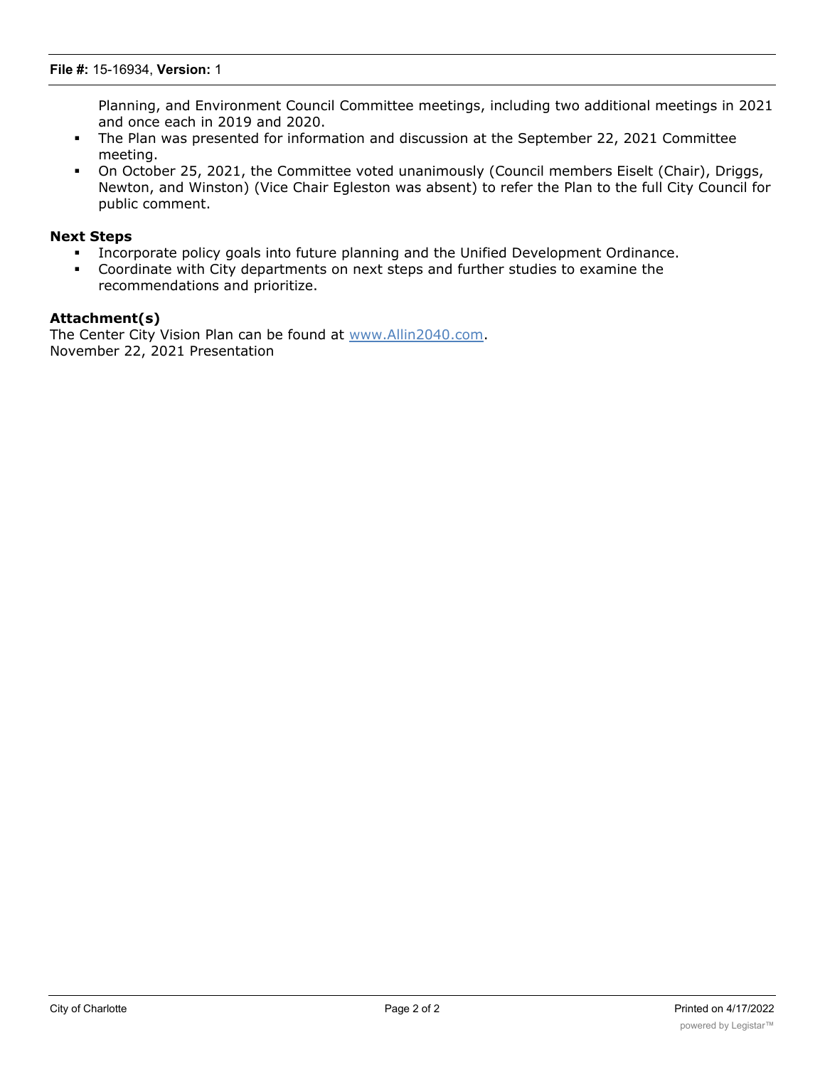Planning, and Environment Council Committee meetings, including two additional meetings in 2021 and once each in 2019 and 2020.

- The Plan was presented for information and discussion at the September 22, 2021 Committee meeting.
- On October 25, 2021, the Committee voted unanimously (Council members Eiselt (Chair), Driggs, Newton, and Winston) (Vice Chair Egleston was absent) to refer the Plan to the full City Council for public comment.

**Next Steps**

- Incorporate policy goals into future planning and the Unified Development Ordinance.
- Coordinate with City departments on next steps and further studies to examine the recommendations and prioritize.

**Attachment(s)**

The Center City Vision Plan can be found at www.Allin2040.com.
November 22, 2021 Presentation